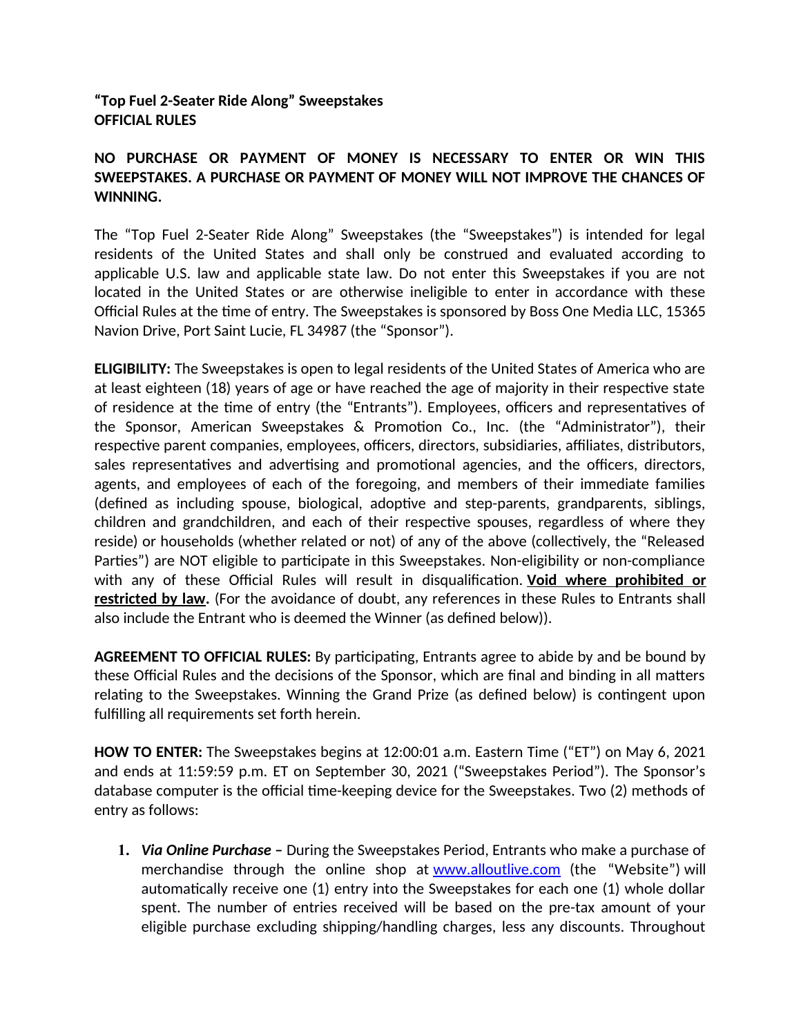**“Top Fuel 2-Seater Ride Along” Sweepstakes**
**OFFICIAL RULES**

**NO PURCHASE OR PAYMENT OF MONEY IS NECESSARY TO ENTER OR WIN THIS SWEEPSTAKES. A PURCHASE OR PAYMENT OF MONEY WILL NOT IMPROVE THE CHANCES OF WINNING.**

The “Top Fuel 2-Seater Ride Along” Sweepstakes (the “Sweepstakes”) is intended for legal residents of the United States and shall only be construed and evaluated according to applicable U.S. law and applicable state law. Do not enter this Sweepstakes if you are not located in the United States or are otherwise ineligible to enter in accordance with these Official Rules at the time of entry. The Sweepstakes is sponsored by Boss One Media LLC, 15365 Navion Drive, Port Saint Lucie, FL 34987 (the “Sponsor”).

**ELIGIBILITY:** The Sweepstakes is open to legal residents of the United States of America who are at least eighteen (18) years of age or have reached the age of majority in their respective state of residence at the time of entry (the “Entrants”). Employees, officers and representatives of the Sponsor, American Sweepstakes & Promotion Co., Inc. (the “Administrator”), their respective parent companies, employees, officers, directors, subsidiaries, affiliates, distributors, sales representatives and advertising and promotional agencies, and the officers, directors, agents, and employees of each of the foregoing, and members of their immediate families (defined as including spouse, biological, adoptive and step-parents, grandparents, siblings, children and grandchildren, and each of their respective spouses, regardless of where they reside) or households (whether related or not) of any of the above (collectively, the “Released Parties”) are NOT eligible to participate in this Sweepstakes. Non-eligibility or non-compliance with any of these Official Rules will result in disqualification. **Void where prohibited or restricted by law.** (For the avoidance of doubt, any references in these Rules to Entrants shall also include the Entrant who is deemed the Winner (as defined below)).

**AGREEMENT TO OFFICIAL RULES:** By participating, Entrants agree to abide by and be bound by these Official Rules and the decisions of the Sponsor, which are final and binding in all matters relating to the Sweepstakes. Winning the Grand Prize (as defined below) is contingent upon fulfilling all requirements set forth herein.

**HOW TO ENTER:** The Sweepstakes begins at 12:00:01 a.m. Eastern Time (“ET”) on May 6, 2021 and ends at 11:59:59 p.m. ET on September 30, 2021 (“Sweepstakes Period”). The Sponsor’s database computer is the official time-keeping device for the Sweepstakes. Two (2) methods of entry as follows:

1. ***Via Online Purchase –*** During the Sweepstakes Period, Entrants who make a purchase of merchandise through the online shop at www.alloutlive.com (the “Website”) will automatically receive one (1) entry into the Sweepstakes for each one (1) whole dollar spent. The number of entries received will be based on the pre-tax amount of your eligible purchase excluding shipping/handling charges, less any discounts. Throughout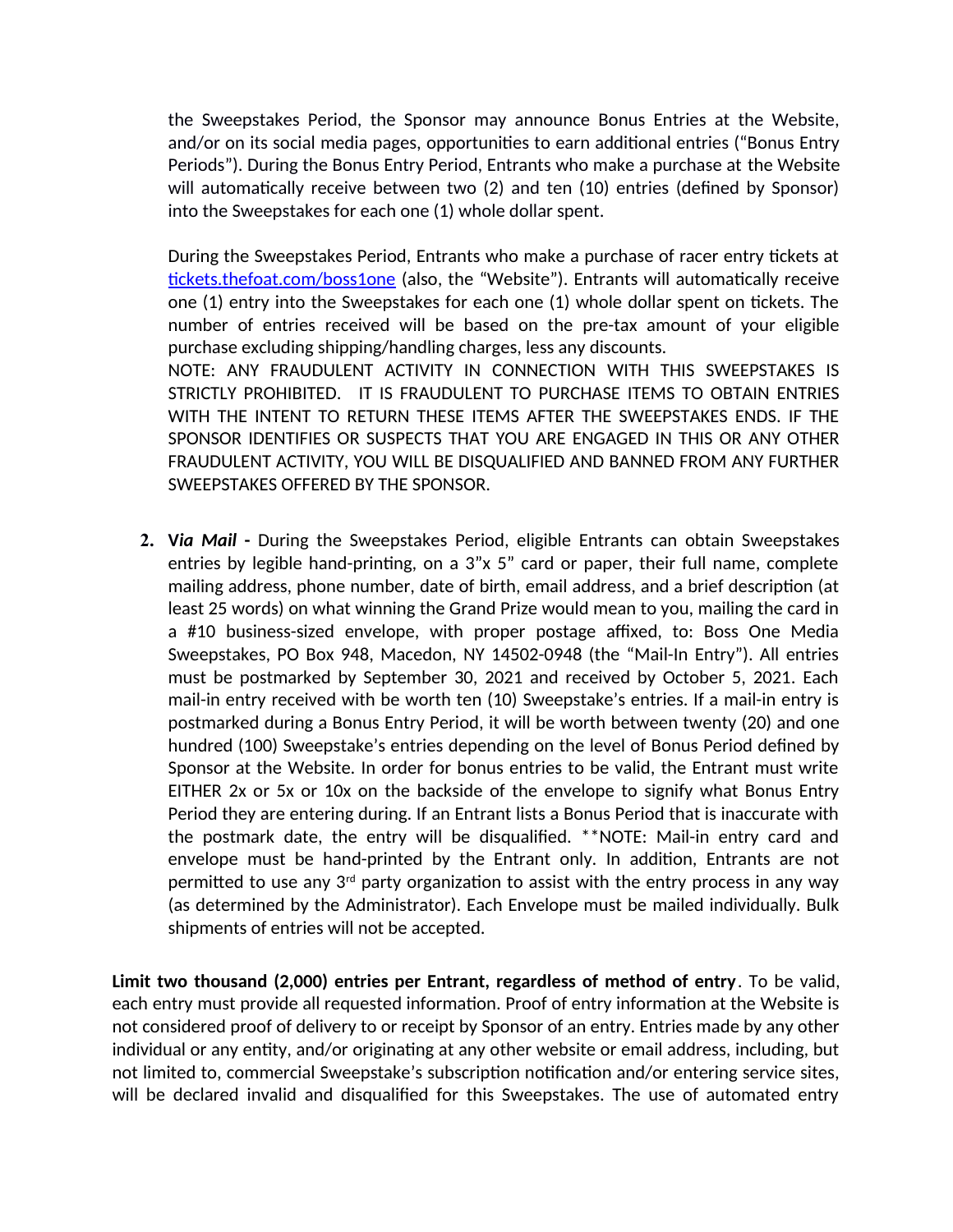the Sweepstakes Period, the Sponsor may announce Bonus Entries at the Website, and/or on its social media pages, opportunities to earn additional entries ("Bonus Entry Periods"). During the Bonus Entry Period, Entrants who make a purchase at the Website will automatically receive between two (2) and ten (10) entries (defined by Sponsor) into the Sweepstakes for each one (1) whole dollar spent.

During the Sweepstakes Period, Entrants who make a purchase of racer entry tickets at [tickets.thefoat.com/boss1one](tickets.thefoat.com/boss1one) (also, the "Website"). Entrants will automatically receive one (1) entry into the Sweepstakes for each one (1) whole dollar spent on tickets. The number of entries received will be based on the pre-tax amount of your eligible purchase excluding shipping/handling charges, less any discounts.
NOTE: ANY FRAUDULENT ACTIVITY IN CONNECTION WITH THIS SWEEPSTAKES IS STRICTLY PROHIBITED. IT IS FRAUDULENT TO PURCHASE ITEMS TO OBTAIN ENTRIES WITH THE INTENT TO RETURN THESE ITEMS AFTER THE SWEEPSTAKES ENDS. IF THE SPONSOR IDENTIFIES OR SUSPECTS THAT YOU ARE ENGAGED IN THIS OR ANY OTHER FRAUDULENT ACTIVITY, YOU WILL BE DISQUALIFIED AND BANNED FROM ANY FURTHER SWEEPSTAKES OFFERED BY THE SPONSOR.

2. **V*ia Mail* -** During the Sweepstakes Period, eligible Entrants can obtain Sweepstakes entries by legible hand-printing, on a 3"x 5" card or paper, their full name, complete mailing address, phone number, date of birth, email address, and a brief description (at least 25 words) on what winning the Grand Prize would mean to you, mailing the card in a #10 business-sized envelope, with proper postage affixed, to: Boss One Media Sweepstakes, PO Box 948, Macedon, NY 14502-0948 (the "Mail-In Entry"). All entries must be postmarked by September 30, 2021 and received by October 5, 2021. Each mail-in entry received with be worth ten (10) Sweepstake's entries. If a mail-in entry is postmarked during a Bonus Entry Period, it will be worth between twenty (20) and one hundred (100) Sweepstake's entries depending on the level of Bonus Period defined by Sponsor at the Website. In order for bonus entries to be valid, the Entrant must write EITHER 2x or 5x or 10x on the backside of the envelope to signify what Bonus Entry Period they are entering during. If an Entrant lists a Bonus Period that is inaccurate with the postmark date, the entry will be disqualified. **NOTE: Mail-in entry card and envelope must be hand-printed by the Entrant only. In addition, Entrants are not permitted to use any 3rd party organization to assist with the entry process in any way (as determined by the Administrator). Each Envelope must be mailed individually. Bulk shipments of entries will not be accepted.

**Limit two thousand (2,000) entries per Entrant, regardless of method of entry**. To be valid, each entry must provide all requested information. Proof of entry information at the Website is not considered proof of delivery to or receipt by Sponsor of an entry. Entries made by any other individual or any entity, and/or originating at any other website or email address, including, but not limited to, commercial Sweepstake's subscription notification and/or entering service sites, will be declared invalid and disqualified for this Sweepstakes. The use of automated entry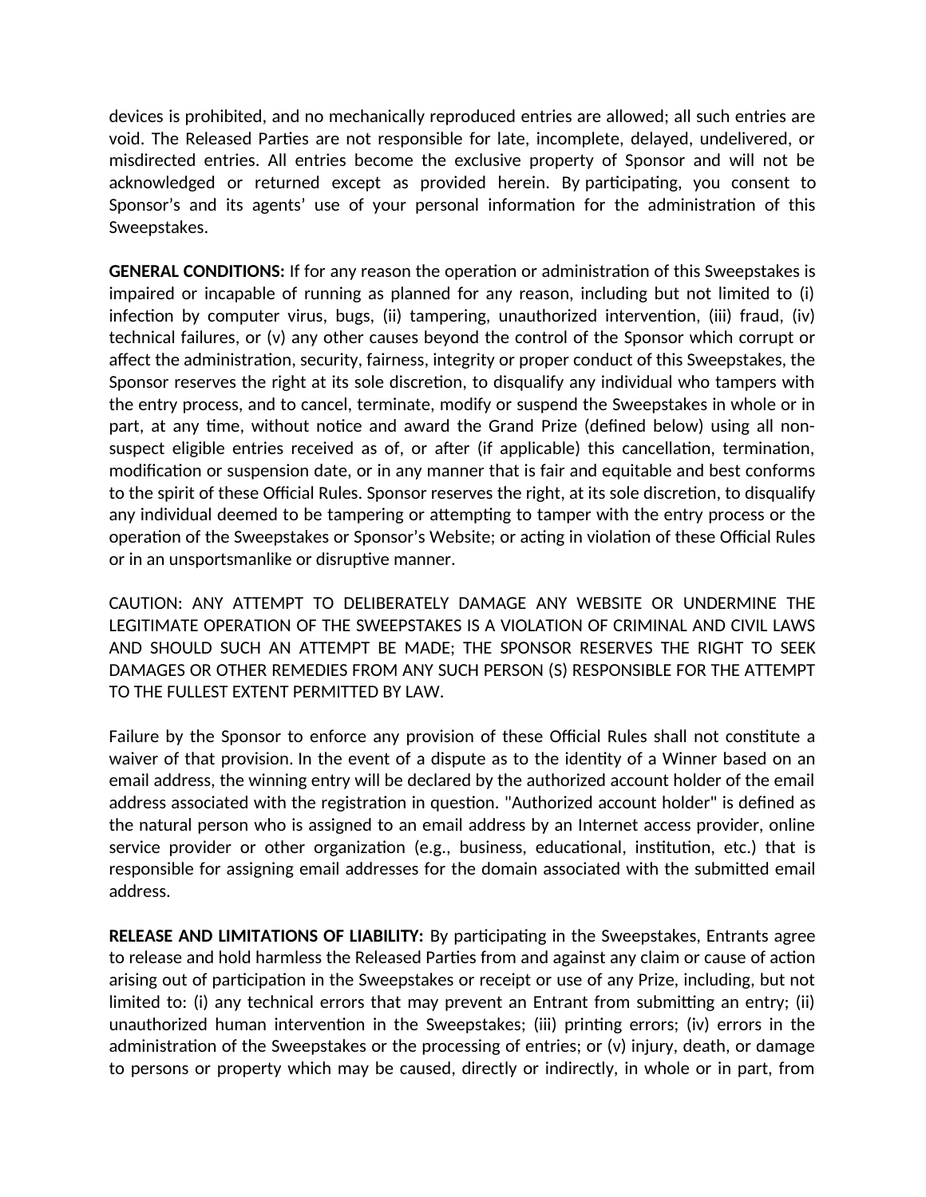devices is prohibited, and no mechanically reproduced entries are allowed; all such entries are void. The Released Parties are not responsible for late, incomplete, delayed, undelivered, or misdirected entries. All entries become the exclusive property of Sponsor and will not be acknowledged or returned except as provided herein. By participating, you consent to Sponsor's and its agents' use of your personal information for the administration of this Sweepstakes.

**GENERAL CONDITIONS:** If for any reason the operation or administration of this Sweepstakes is impaired or incapable of running as planned for any reason, including but not limited to (i) infection by computer virus, bugs, (ii) tampering, unauthorized intervention, (iii) fraud, (iv) technical failures, or (v) any other causes beyond the control of the Sponsor which corrupt or affect the administration, security, fairness, integrity or proper conduct of this Sweepstakes, the Sponsor reserves the right at its sole discretion, to disqualify any individual who tampers with the entry process, and to cancel, terminate, modify or suspend the Sweepstakes in whole or in part, at any time, without notice and award the Grand Prize (defined below) using all non-suspect eligible entries received as of, or after (if applicable) this cancellation, termination, modification or suspension date, or in any manner that is fair and equitable and best conforms to the spirit of these Official Rules. Sponsor reserves the right, at its sole discretion, to disqualify any individual deemed to be tampering or attempting to tamper with the entry process or the operation of the Sweepstakes or Sponsor's Website; or acting in violation of these Official Rules or in an unsportsmanlike or disruptive manner.

CAUTION: ANY ATTEMPT TO DELIBERATELY DAMAGE ANY WEBSITE OR UNDERMINE THE LEGITIMATE OPERATION OF THE SWEEPSTAKES IS A VIOLATION OF CRIMINAL AND CIVIL LAWS AND SHOULD SUCH AN ATTEMPT BE MADE; THE SPONSOR RESERVES THE RIGHT TO SEEK DAMAGES OR OTHER REMEDIES FROM ANY SUCH PERSON (S) RESPONSIBLE FOR THE ATTEMPT TO THE FULLEST EXTENT PERMITTED BY LAW.

Failure by the Sponsor to enforce any provision of these Official Rules shall not constitute a waiver of that provision. In the event of a dispute as to the identity of a Winner based on an email address, the winning entry will be declared by the authorized account holder of the email address associated with the registration in question. "Authorized account holder" is defined as the natural person who is assigned to an email address by an Internet access provider, online service provider or other organization (e.g., business, educational, institution, etc.) that is responsible for assigning email addresses for the domain associated with the submitted email address.

**RELEASE AND LIMITATIONS OF LIABILITY:** By participating in the Sweepstakes, Entrants agree to release and hold harmless the Released Parties from and against any claim or cause of action arising out of participation in the Sweepstakes or receipt or use of any Prize, including, but not limited to: (i) any technical errors that may prevent an Entrant from submitting an entry; (ii) unauthorized human intervention in the Sweepstakes; (iii) printing errors; (iv) errors in the administration of the Sweepstakes or the processing of entries; or (v) injury, death, or damage to persons or property which may be caused, directly or indirectly, in whole or in part, from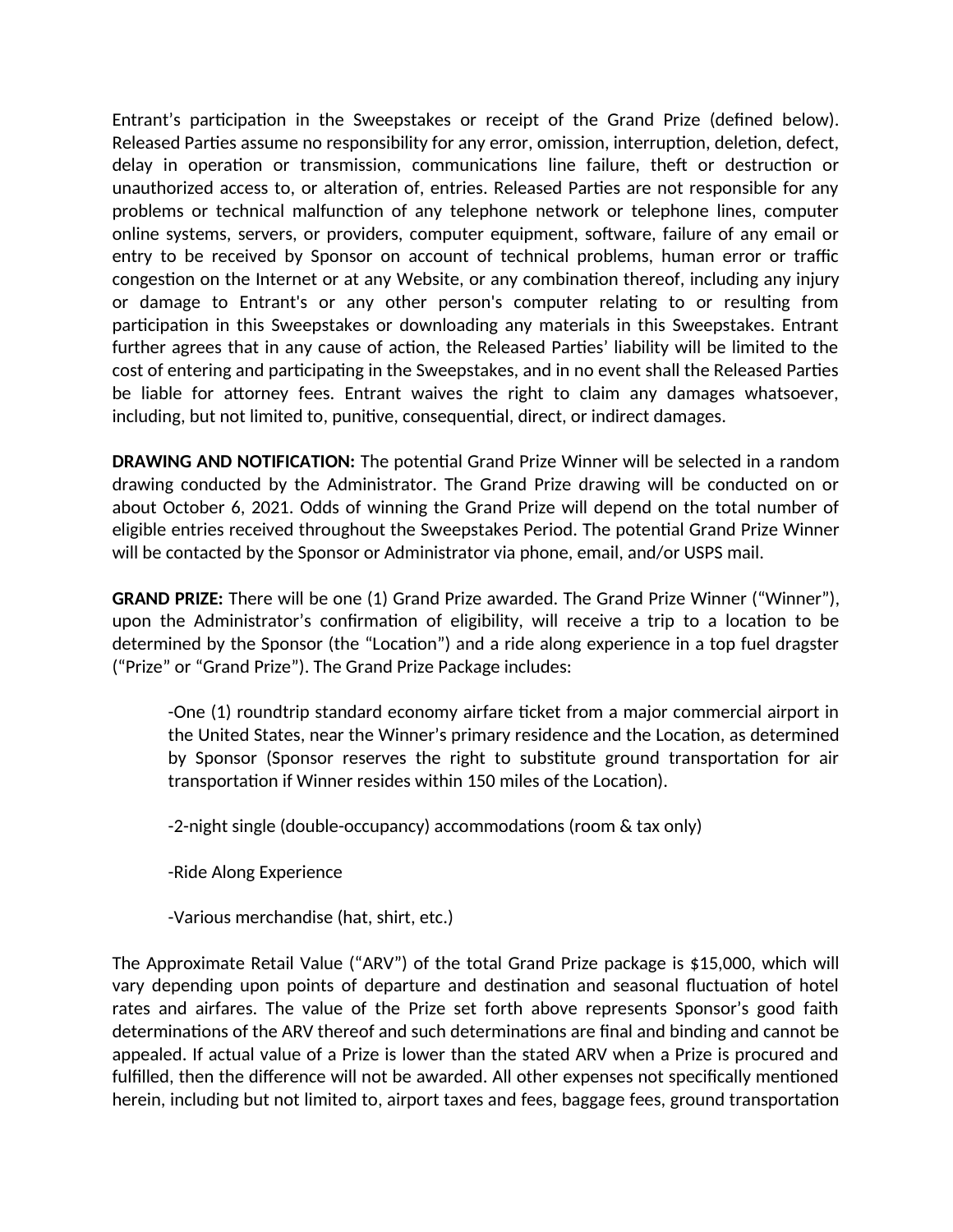Entrant's participation in the Sweepstakes or receipt of the Grand Prize (defined below). Released Parties assume no responsibility for any error, omission, interruption, deletion, defect, delay in operation or transmission, communications line failure, theft or destruction or unauthorized access to, or alteration of, entries. Released Parties are not responsible for any problems or technical malfunction of any telephone network or telephone lines, computer online systems, servers, or providers, computer equipment, software, failure of any email or entry to be received by Sponsor on account of technical problems, human error or traffic congestion on the Internet or at any Website, or any combination thereof, including any injury or damage to Entrant's or any other person's computer relating to or resulting from participation in this Sweepstakes or downloading any materials in this Sweepstakes. Entrant further agrees that in any cause of action, the Released Parties' liability will be limited to the cost of entering and participating in the Sweepstakes, and in no event shall the Released Parties be liable for attorney fees. Entrant waives the right to claim any damages whatsoever, including, but not limited to, punitive, consequential, direct, or indirect damages.

**DRAWING AND NOTIFICATION:** The potential Grand Prize Winner will be selected in a random drawing conducted by the Administrator. The Grand Prize drawing will be conducted on or about October 6, 2021. Odds of winning the Grand Prize will depend on the total number of eligible entries received throughout the Sweepstakes Period. The potential Grand Prize Winner will be contacted by the Sponsor or Administrator via phone, email, and/or USPS mail.

**GRAND PRIZE:** There will be one (1) Grand Prize awarded. The Grand Prize Winner ("Winner"), upon the Administrator's confirmation of eligibility, will receive a trip to a location to be determined by the Sponsor (the "Location") and a ride along experience in a top fuel dragster ("Prize" or "Grand Prize"). The Grand Prize Package includes:

> -One (1) roundtrip standard economy airfare ticket from a major commercial airport in the United States, near the Winner's primary residence and the Location, as determined by Sponsor (Sponsor reserves the right to substitute ground transportation for air transportation if Winner resides within 150 miles of the Location).
>
> -2-night single (double-occupancy) accommodations (room & tax only)
>
> -Ride Along Experience
>
> -Various merchandise (hat, shirt, etc.)

The Approximate Retail Value ("ARV") of the total Grand Prize package is $15,000, which will vary depending upon points of departure and destination and seasonal fluctuation of hotel rates and airfares. The value of the Prize set forth above represents Sponsor's good faith determinations of the ARV thereof and such determinations are final and binding and cannot be appealed. If actual value of a Prize is lower than the stated ARV when a Prize is procured and fulfilled, then the difference will not be awarded. All other expenses not specifically mentioned herein, including but not limited to, airport taxes and fees, baggage fees, ground transportation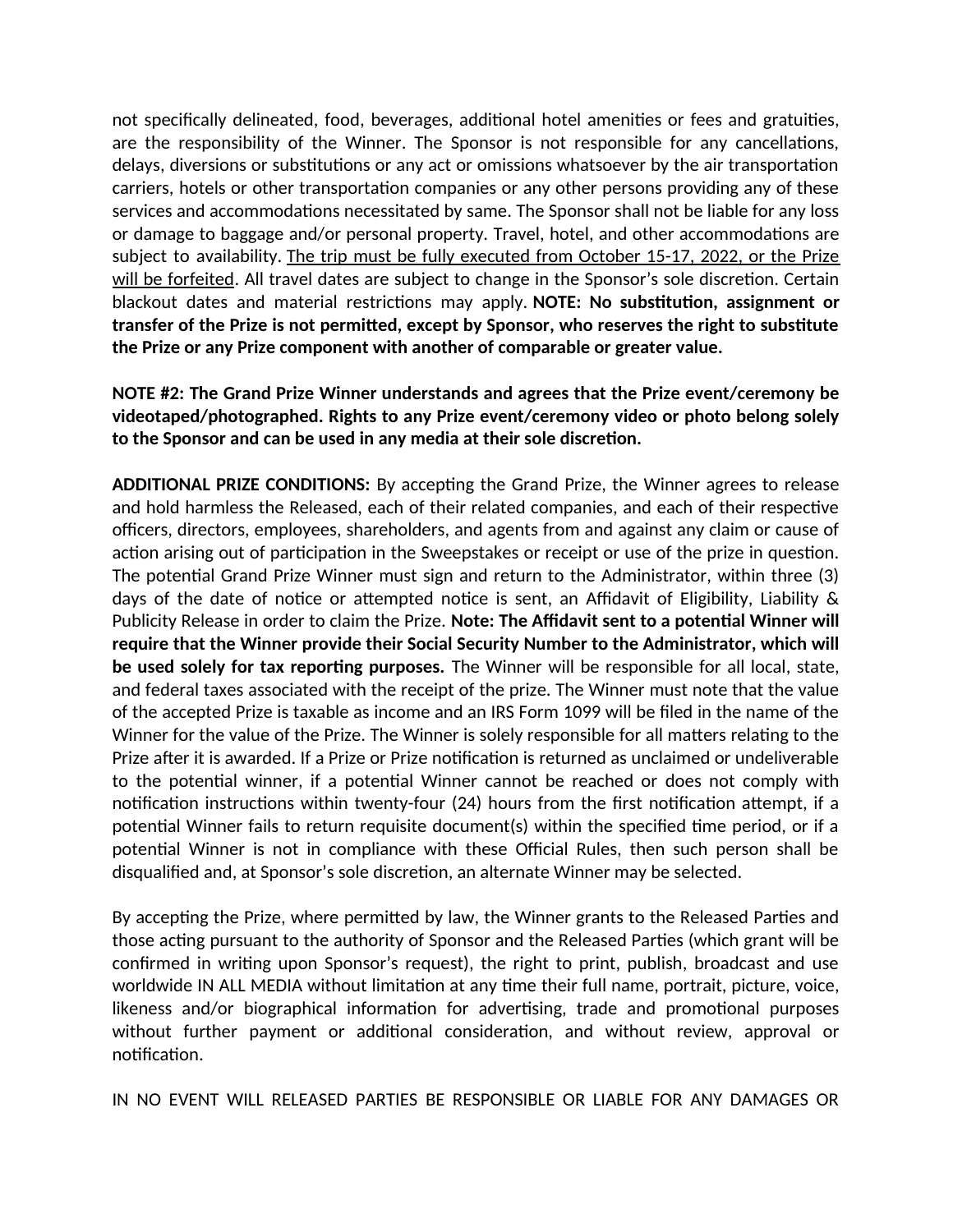not specifically delineated, food, beverages, additional hotel amenities or fees and gratuities, are the responsibility of the Winner. The Sponsor is not responsible for any cancellations, delays, diversions or substitutions or any act or omissions whatsoever by the air transportation carriers, hotels or other transportation companies or any other persons providing any of these services and accommodations necessitated by same. The Sponsor shall not be liable for any loss or damage to baggage and/or personal property. Travel, hotel, and other accommodations are subject to availability. The trip must be fully executed from October 15-17, 2022, or the Prize will be forfeited. All travel dates are subject to change in the Sponsor's sole discretion. Certain blackout dates and material restrictions may apply. **NOTE: No substitution, assignment or transfer of the Prize is not permitted, except by Sponsor, who reserves the right to substitute the Prize or any Prize component with another of comparable or greater value.**

**NOTE #2: The Grand Prize Winner understands and agrees that the Prize event/ceremony be videotaped/photographed. Rights to any Prize event/ceremony video or photo belong solely to the Sponsor and can be used in any media at their sole discretion.**

**ADDITIONAL PRIZE CONDITIONS:** By accepting the Grand Prize, the Winner agrees to release and hold harmless the Released, each of their related companies, and each of their respective officers, directors, employees, shareholders, and agents from and against any claim or cause of action arising out of participation in the Sweepstakes or receipt or use of the prize in question. The potential Grand Prize Winner must sign and return to the Administrator, within three (3) days of the date of notice or attempted notice is sent, an Affidavit of Eligibility, Liability & Publicity Release in order to claim the Prize. **Note: The Affidavit sent to a potential Winner will require that the Winner provide their Social Security Number to the Administrator, which will be used solely for tax reporting purposes.** The Winner will be responsible for all local, state, and federal taxes associated with the receipt of the prize. The Winner must note that the value of the accepted Prize is taxable as income and an IRS Form 1099 will be filed in the name of the Winner for the value of the Prize. The Winner is solely responsible for all matters relating to the Prize after it is awarded. If a Prize or Prize notification is returned as unclaimed or undeliverable to the potential winner, if a potential Winner cannot be reached or does not comply with notification instructions within twenty-four (24) hours from the first notification attempt, if a potential Winner fails to return requisite document(s) within the specified time period, or if a potential Winner is not in compliance with these Official Rules, then such person shall be disqualified and, at Sponsor's sole discretion, an alternate Winner may be selected.

By accepting the Prize, where permitted by law, the Winner grants to the Released Parties and those acting pursuant to the authority of Sponsor and the Released Parties (which grant will be confirmed in writing upon Sponsor's request), the right to print, publish, broadcast and use worldwide IN ALL MEDIA without limitation at any time their full name, portrait, picture, voice, likeness and/or biographical information for advertising, trade and promotional purposes without further payment or additional consideration, and without review, approval or notification.

IN NO EVENT WILL RELEASED PARTIES BE RESPONSIBLE OR LIABLE FOR ANY DAMAGES OR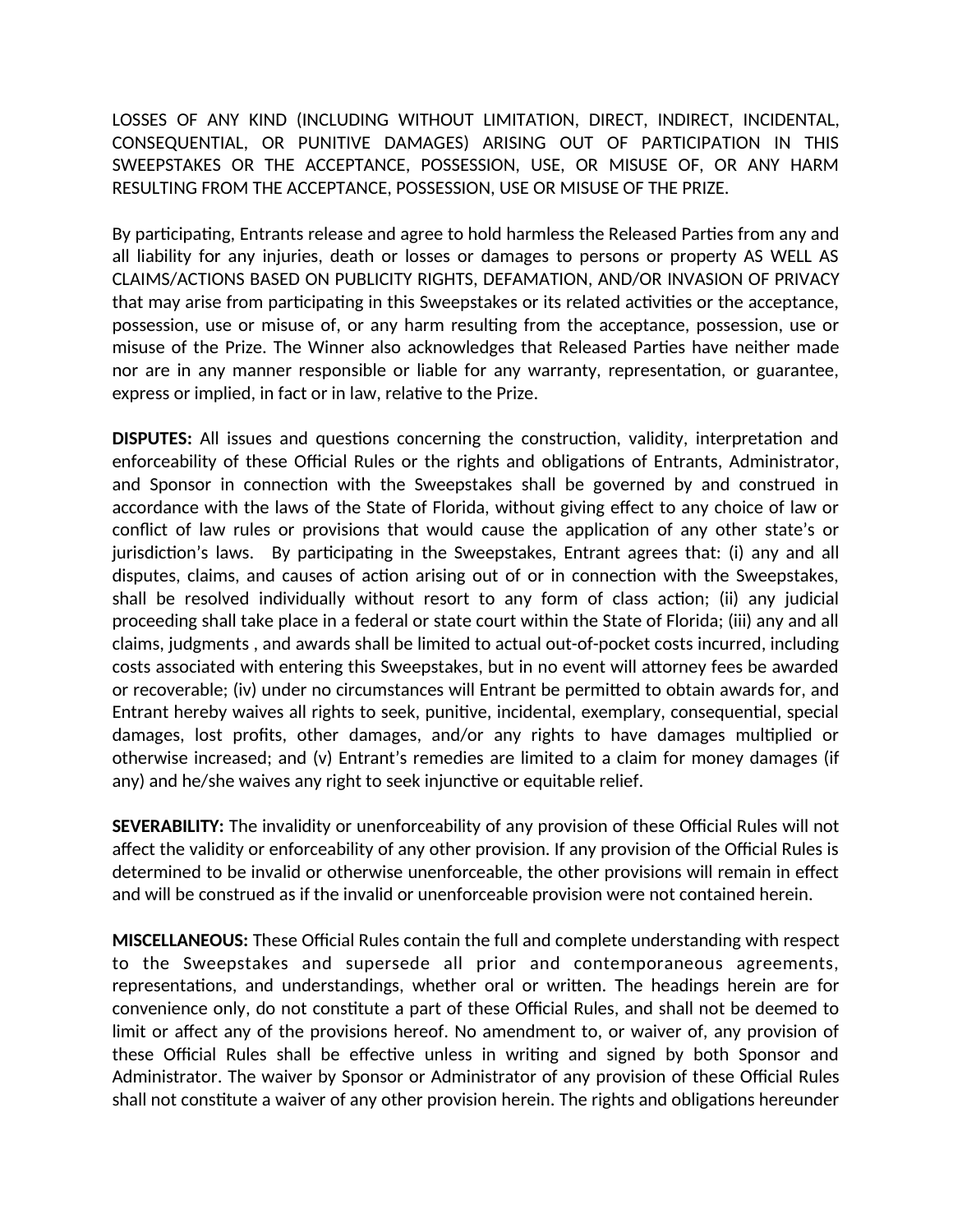LOSSES OF ANY KIND (INCLUDING WITHOUT LIMITATION, DIRECT, INDIRECT, INCIDENTAL, CONSEQUENTIAL, OR PUNITIVE DAMAGES) ARISING OUT OF PARTICIPATION IN THIS SWEEPSTAKES OR THE ACCEPTANCE, POSSESSION, USE, OR MISUSE OF, OR ANY HARM RESULTING FROM THE ACCEPTANCE, POSSESSION, USE OR MISUSE OF THE PRIZE.

By participating, Entrants release and agree to hold harmless the Released Parties from any and all liability for any injuries, death or losses or damages to persons or property AS WELL AS CLAIMS/ACTIONS BASED ON PUBLICITY RIGHTS, DEFAMATION, AND/OR INVASION OF PRIVACY that may arise from participating in this Sweepstakes or its related activities or the acceptance, possession, use or misuse of, or any harm resulting from the acceptance, possession, use or misuse of the Prize. The Winner also acknowledges that Released Parties have neither made nor are in any manner responsible or liable for any warranty, representation, or guarantee, express or implied, in fact or in law, relative to the Prize.

**DISPUTES:** All issues and questions concerning the construction, validity, interpretation and enforceability of these Official Rules or the rights and obligations of Entrants, Administrator, and Sponsor in connection with the Sweepstakes shall be governed by and construed in accordance with the laws of the State of Florida, without giving effect to any choice of law or conflict of law rules or provisions that would cause the application of any other state's or jurisdiction's laws. By participating in the Sweepstakes, Entrant agrees that: (i) any and all disputes, claims, and causes of action arising out of or in connection with the Sweepstakes, shall be resolved individually without resort to any form of class action; (ii) any judicial proceeding shall take place in a federal or state court within the State of Florida; (iii) any and all claims, judgments , and awards shall be limited to actual out-of-pocket costs incurred, including costs associated with entering this Sweepstakes, but in no event will attorney fees be awarded or recoverable; (iv) under no circumstances will Entrant be permitted to obtain awards for, and Entrant hereby waives all rights to seek, punitive, incidental, exemplary, consequential, special damages, lost profits, other damages, and/or any rights to have damages multiplied or otherwise increased; and (v) Entrant's remedies are limited to a claim for money damages (if any) and he/she waives any right to seek injunctive or equitable relief.

**SEVERABILITY:** The invalidity or unenforceability of any provision of these Official Rules will not affect the validity or enforceability of any other provision. If any provision of the Official Rules is determined to be invalid or otherwise unenforceable, the other provisions will remain in effect and will be construed as if the invalid or unenforceable provision were not contained herein.

**MISCELLANEOUS:** These Official Rules contain the full and complete understanding with respect to the Sweepstakes and supersede all prior and contemporaneous agreements, representations, and understandings, whether oral or written. The headings herein are for convenience only, do not constitute a part of these Official Rules, and shall not be deemed to limit or affect any of the provisions hereof. No amendment to, or waiver of, any provision of these Official Rules shall be effective unless in writing and signed by both Sponsor and Administrator. The waiver by Sponsor or Administrator of any provision of these Official Rules shall not constitute a waiver of any other provision herein. The rights and obligations hereunder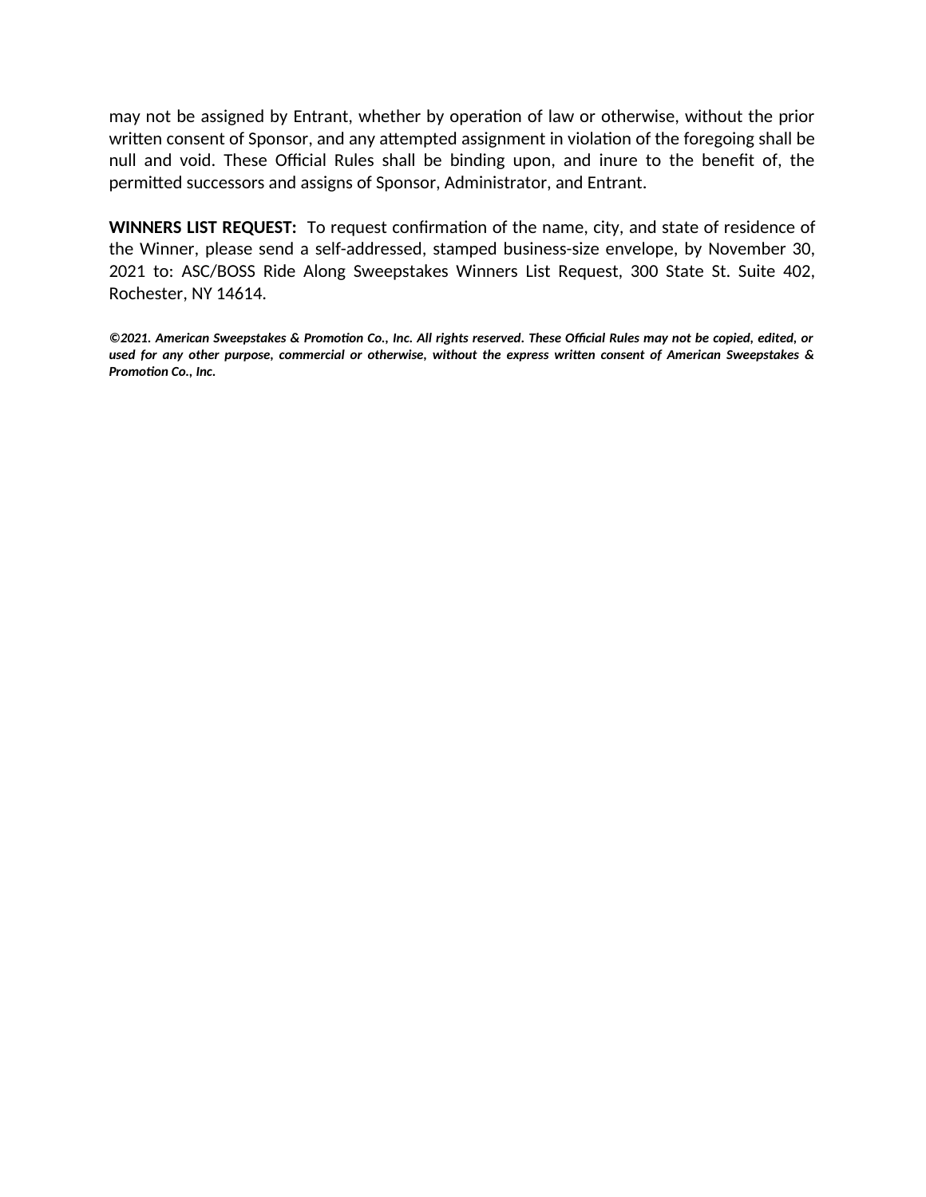may not be assigned by Entrant, whether by operation of law or otherwise, without the prior written consent of Sponsor, and any attempted assignment in violation of the foregoing shall be null and void. These Official Rules shall be binding upon, and inure to the benefit of, the permitted successors and assigns of Sponsor, Administrator, and Entrant.

**WINNERS LIST REQUEST:** To request confirmation of the name, city, and state of residence of the Winner, please send a self-addressed, stamped business-size envelope, by November 30, 2021 to: ASC/BOSS Ride Along Sweepstakes Winners List Request, 300 State St. Suite 402, Rochester, NY 14614.

***©2021. American Sweepstakes & Promotion Co., Inc. All rights reserved. These Official Rules may not be copied, edited, or used for any other purpose, commercial or otherwise, without the express written consent of American Sweepstakes & Promotion Co., Inc.***